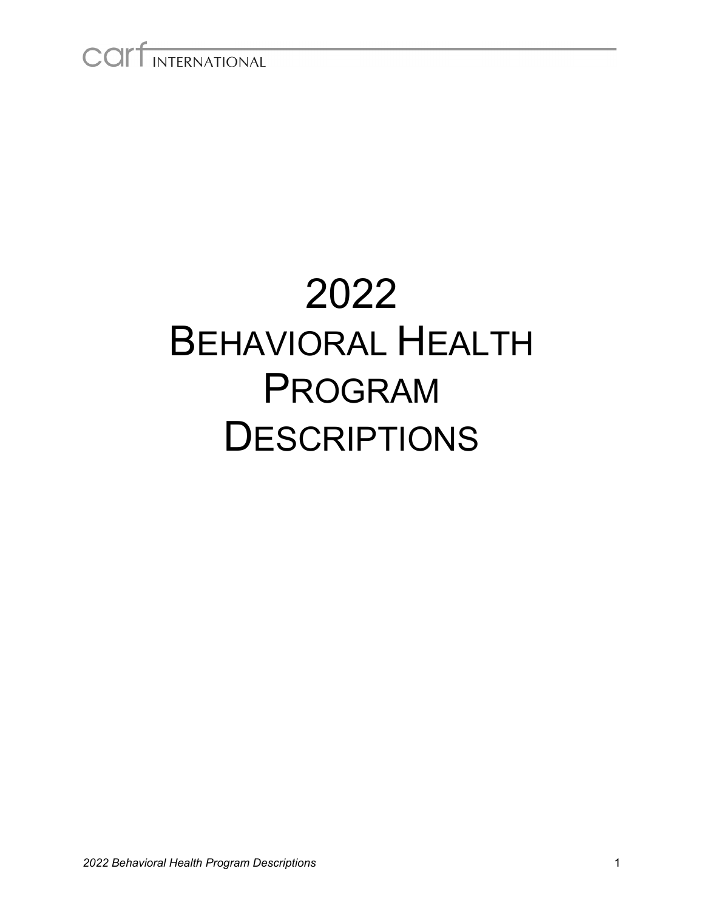CARF INTERNATIONAL

# 2022 Behavioral Health Program Descriptions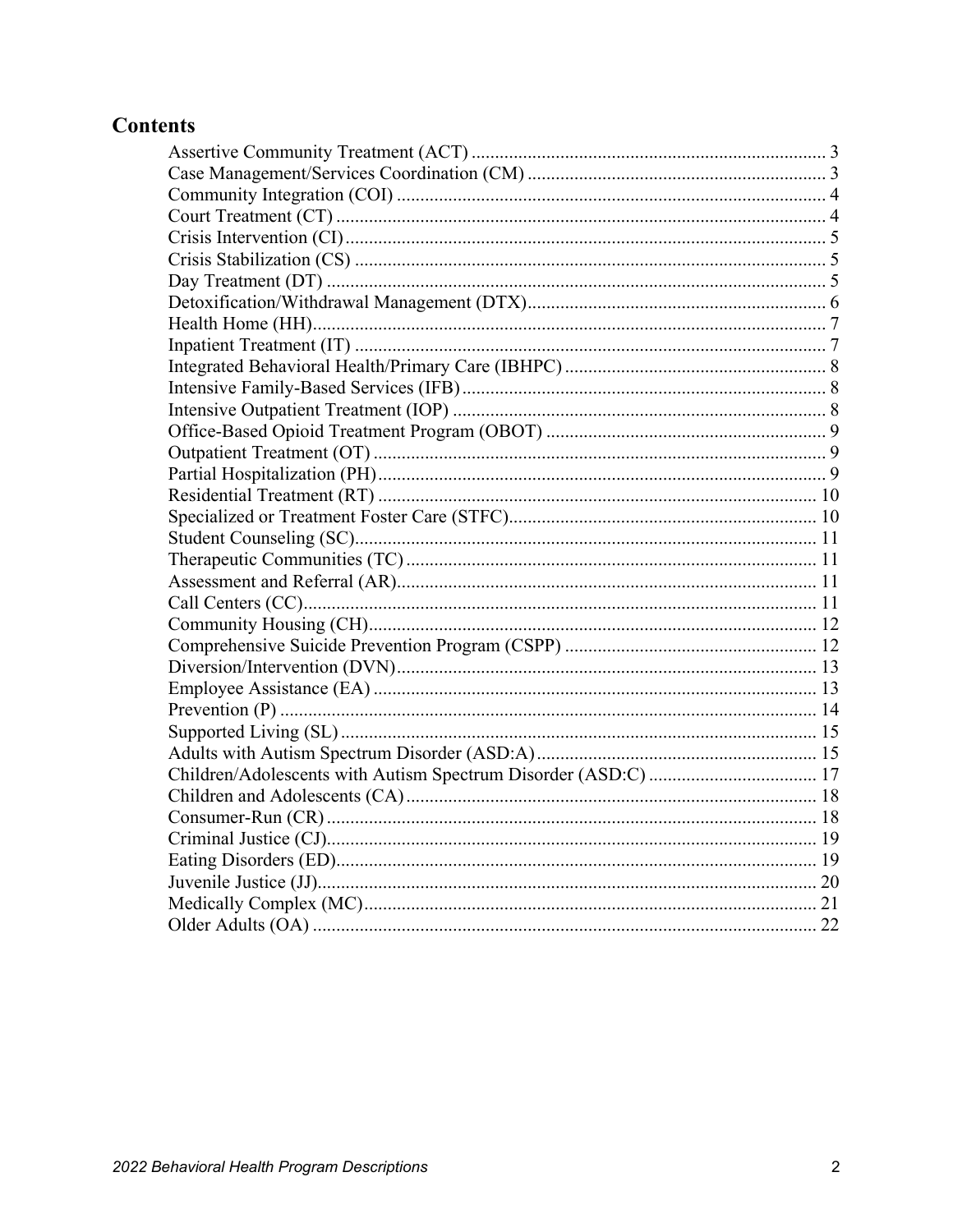## Contents

- Assertive Community Treatment (ACT) .......... 3
- Case Management/Services Coordination (CM) .......... 3
- Community Integration (COI) .......... 4
- Court Treatment (CT) .......... 4
- Crisis Intervention (CI) .......... 5
- Crisis Stabilization (CS) .......... 5
- Day Treatment (DT) .......... 5
- Detoxification/Withdrawal Management (DTX) .......... 6
- Health Home (HH) .......... 7
- Inpatient Treatment (IT) .......... 7
- Integrated Behavioral Health/Primary Care (IBHPC) .......... 8
- Intensive Family-Based Services (IFB) .......... 8
- Intensive Outpatient Treatment (IOP) .......... 8
- Office-Based Opioid Treatment Program (OBOT) .......... 9
- Outpatient Treatment (OT) .......... 9
- Partial Hospitalization (PH) .......... 9
- Residential Treatment (RT) .......... 10
- Specialized or Treatment Foster Care (STFC) .......... 10
- Student Counseling (SC) .......... 11
- Therapeutic Communities (TC) .......... 11
- Assessment and Referral (AR) .......... 11
- Call Centers (CC) .......... 11
- Community Housing (CH) .......... 12
- Comprehensive Suicide Prevention Program (CSPP) .......... 12
- Diversion/Intervention (DVN) .......... 13
- Employee Assistance (EA) .......... 13
- Prevention (P) .......... 14
- Supported Living (SL) .......... 15
- Adults with Autism Spectrum Disorder (ASD:A) .......... 15
- Children/Adolescents with Autism Spectrum Disorder (ASD:C) .......... 17
- Children and Adolescents (CA) .......... 18
- Consumer-Run (CR) .......... 18
- Criminal Justice (CJ) .......... 19
- Eating Disorders (ED) .......... 19
- Juvenile Justice (JJ) .......... 20
- Medically Complex (MC) .......... 21
- Older Adults (OA) .......... 22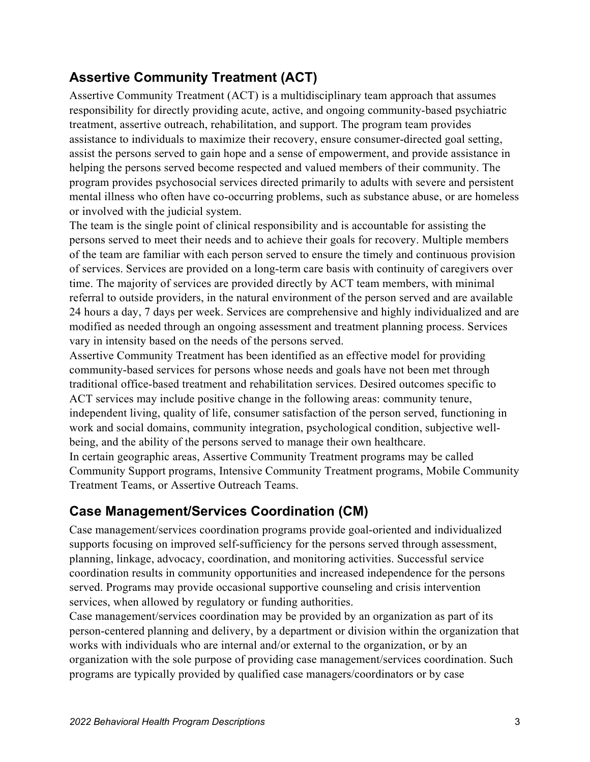## Assertive Community Treatment (ACT)

Assertive Community Treatment (ACT) is a multidisciplinary team approach that assumes responsibility for directly providing acute, active, and ongoing community-based psychiatric treatment, assertive outreach, rehabilitation, and support. The program team provides assistance to individuals to maximize their recovery, ensure consumer-directed goal setting, assist the persons served to gain hope and a sense of empowerment, and provide assistance in helping the persons served become respected and valued members of their community. The program provides psychosocial services directed primarily to adults with severe and persistent mental illness who often have co-occurring problems, such as substance abuse, or are homeless or involved with the judicial system.

The team is the single point of clinical responsibility and is accountable for assisting the persons served to meet their needs and to achieve their goals for recovery. Multiple members of the team are familiar with each person served to ensure the timely and continuous provision of services. Services are provided on a long-term care basis with continuity of caregivers over time. The majority of services are provided directly by ACT team members, with minimal referral to outside providers, in the natural environment of the person served and are available 24 hours a day, 7 days per week. Services are comprehensive and highly individualized and are modified as needed through an ongoing assessment and treatment planning process. Services vary in intensity based on the needs of the persons served.

Assertive Community Treatment has been identified as an effective model for providing community-based services for persons whose needs and goals have not been met through traditional office-based treatment and rehabilitation services. Desired outcomes specific to ACT services may include positive change in the following areas: community tenure, independent living, quality of life, consumer satisfaction of the person served, functioning in work and social domains, community integration, psychological condition, subjective well-being, and the ability of the persons served to manage their own healthcare.

In certain geographic areas, Assertive Community Treatment programs may be called Community Support programs, Intensive Community Treatment programs, Mobile Community Treatment Teams, or Assertive Outreach Teams.

## Case Management/Services Coordination (CM)

Case management/services coordination programs provide goal-oriented and individualized supports focusing on improved self-sufficiency for the persons served through assessment, planning, linkage, advocacy, coordination, and monitoring activities. Successful service coordination results in community opportunities and increased independence for the persons served. Programs may provide occasional supportive counseling and crisis intervention services, when allowed by regulatory or funding authorities.

Case management/services coordination may be provided by an organization as part of its person-centered planning and delivery, by a department or division within the organization that works with individuals who are internal and/or external to the organization, or by an organization with the sole purpose of providing case management/services coordination. Such programs are typically provided by qualified case managers/coordinators or by case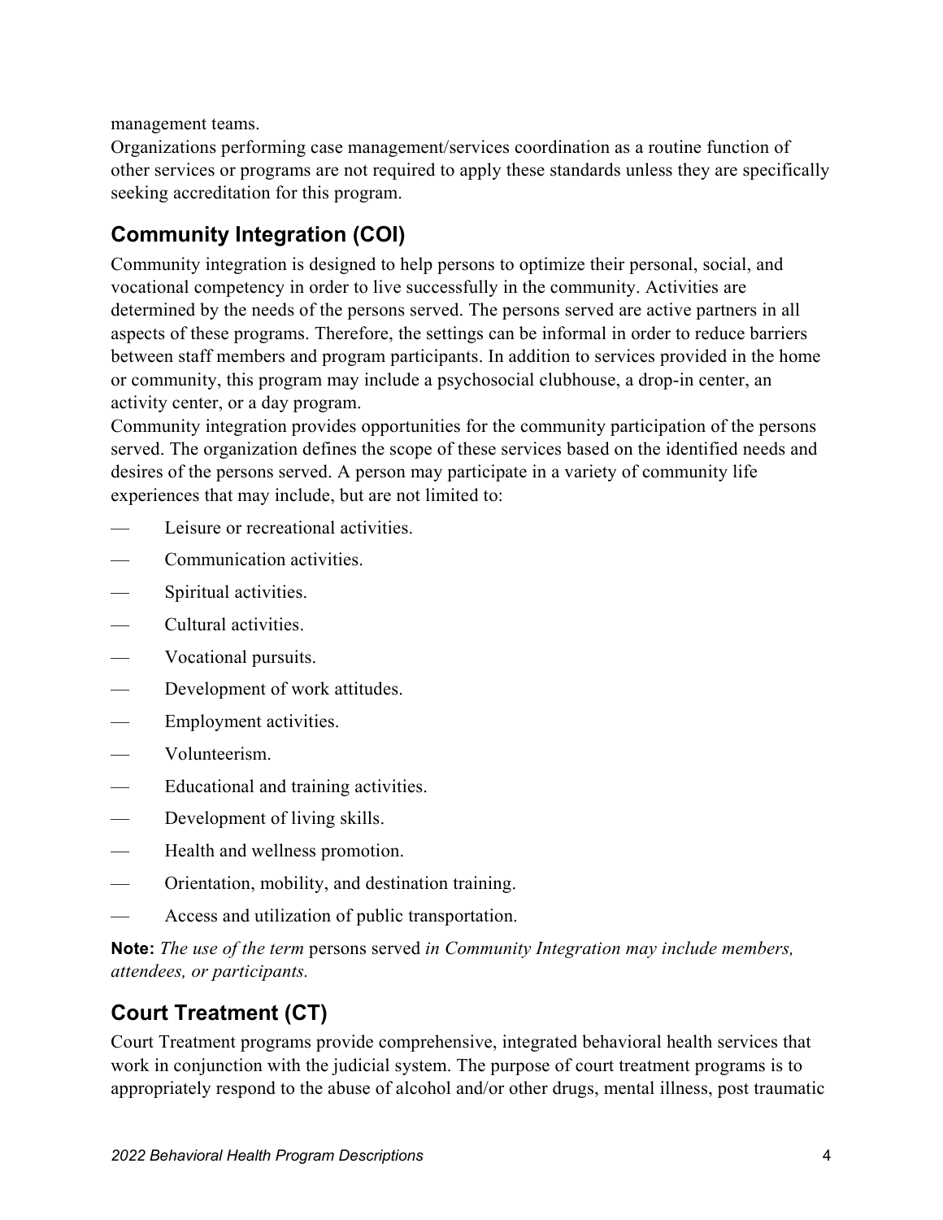management teams.

Organizations performing case management/services coordination as a routine function of other services or programs are not required to apply these standards unless they are specifically seeking accreditation for this program.

## Community Integration (COI)

Community integration is designed to help persons to optimize their personal, social, and vocational competency in order to live successfully in the community. Activities are determined by the needs of the persons served. The persons served are active partners in all aspects of these programs. Therefore, the settings can be informal in order to reduce barriers between staff members and program participants. In addition to services provided in the home or community, this program may include a psychosocial clubhouse, a drop-in center, an activity center, or a day program.

Community integration provides opportunities for the community participation of the persons served. The organization defines the scope of these services based on the identified needs and desires of the persons served. A person may participate in a variety of community life experiences that may include, but are not limited to:

- Leisure or recreational activities.
- Communication activities.
- Spiritual activities.
- Cultural activities.
- Vocational pursuits.
- Development of work attitudes.
- Employment activities.
- Volunteerism.
- Educational and training activities.
- Development of living skills.
- Health and wellness promotion.
- Orientation, mobility, and destination training.
- Access and utilization of public transportation.

**Note:** *The use of the term* persons served *in Community Integration may include members, attendees, or participants.*

## Court Treatment (CT)

Court Treatment programs provide comprehensive, integrated behavioral health services that work in conjunction with the judicial system. The purpose of court treatment programs is to appropriately respond to the abuse of alcohol and/or other drugs, mental illness, post traumatic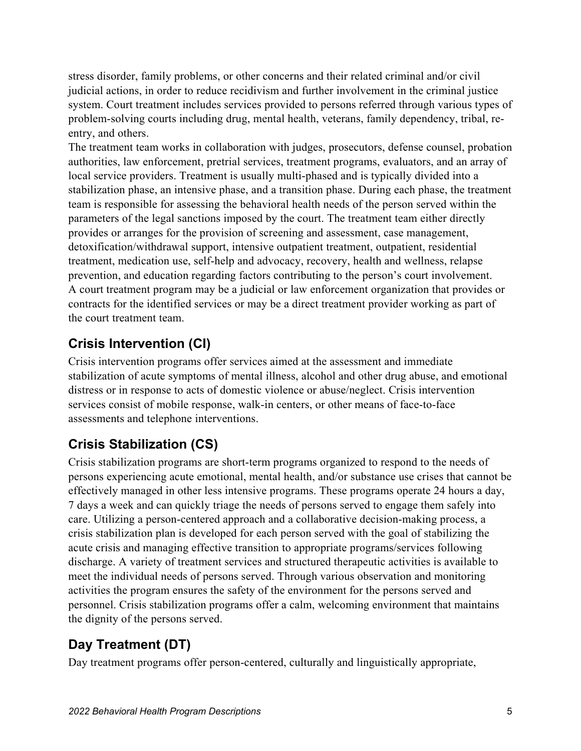stress disorder, family problems, or other concerns and their related criminal and/or civil judicial actions, in order to reduce recidivism and further involvement in the criminal justice system. Court treatment includes services provided to persons referred through various types of problem-solving courts including drug, mental health, veterans, family dependency, tribal, re-entry, and others.

The treatment team works in collaboration with judges, prosecutors, defense counsel, probation authorities, law enforcement, pretrial services, treatment programs, evaluators, and an array of local service providers. Treatment is usually multi-phased and is typically divided into a stabilization phase, an intensive phase, and a transition phase. During each phase, the treatment team is responsible for assessing the behavioral health needs of the person served within the parameters of the legal sanctions imposed by the court. The treatment team either directly provides or arranges for the provision of screening and assessment, case management, detoxification/withdrawal support, intensive outpatient treatment, outpatient, residential treatment, medication use, self-help and advocacy, recovery, health and wellness, relapse prevention, and education regarding factors contributing to the person's court involvement.

A court treatment program may be a judicial or law enforcement organization that provides or contracts for the identified services or may be a direct treatment provider working as part of the court treatment team.

## Crisis Intervention (CI)

Crisis intervention programs offer services aimed at the assessment and immediate stabilization of acute symptoms of mental illness, alcohol and other drug abuse, and emotional distress or in response to acts of domestic violence or abuse/neglect. Crisis intervention services consist of mobile response, walk-in centers, or other means of face-to-face assessments and telephone interventions.

## Crisis Stabilization (CS)

Crisis stabilization programs are short-term programs organized to respond to the needs of persons experiencing acute emotional, mental health, and/or substance use crises that cannot be effectively managed in other less intensive programs. These programs operate 24 hours a day, 7 days a week and can quickly triage the needs of persons served to engage them safely into care. Utilizing a person-centered approach and a collaborative decision-making process, a crisis stabilization plan is developed for each person served with the goal of stabilizing the acute crisis and managing effective transition to appropriate programs/services following discharge. A variety of treatment services and structured therapeutic activities is available to meet the individual needs of persons served. Through various observation and monitoring activities the program ensures the safety of the environment for the persons served and personnel. Crisis stabilization programs offer a calm, welcoming environment that maintains the dignity of the persons served.

## Day Treatment (DT)

Day treatment programs offer person-centered, culturally and linguistically appropriate,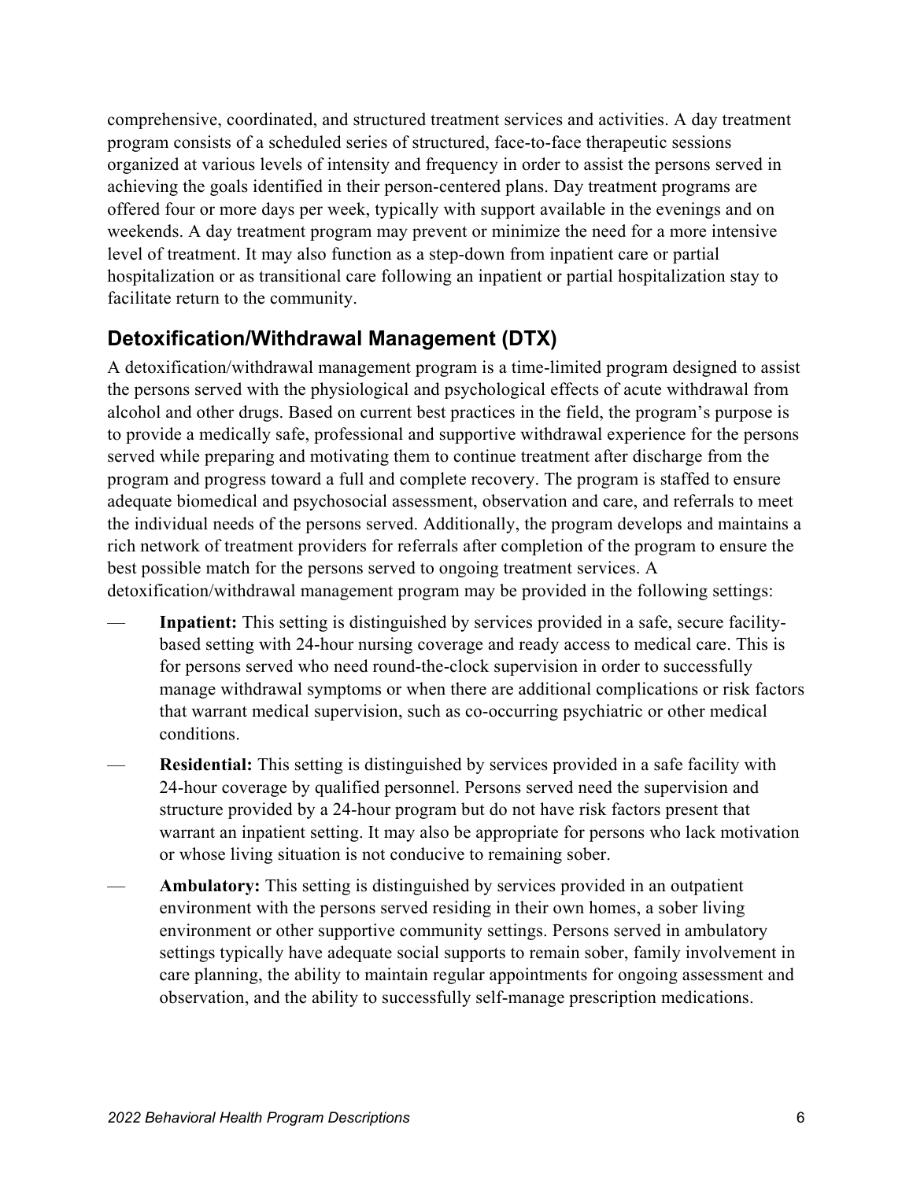comprehensive, coordinated, and structured treatment services and activities. A day treatment program consists of a scheduled series of structured, face-to-face therapeutic sessions organized at various levels of intensity and frequency in order to assist the persons served in achieving the goals identified in their person-centered plans. Day treatment programs are offered four or more days per week, typically with support available in the evenings and on weekends. A day treatment program may prevent or minimize the need for a more intensive level of treatment. It may also function as a step-down from inpatient care or partial hospitalization or as transitional care following an inpatient or partial hospitalization stay to facilitate return to the community.

## Detoxification/Withdrawal Management (DTX)

A detoxification/withdrawal management program is a time-limited program designed to assist the persons served with the physiological and psychological effects of acute withdrawal from alcohol and other drugs. Based on current best practices in the field, the program's purpose is to provide a medically safe, professional and supportive withdrawal experience for the persons served while preparing and motivating them to continue treatment after discharge from the program and progress toward a full and complete recovery. The program is staffed to ensure adequate biomedical and psychosocial assessment, observation and care, and referrals to meet the individual needs of the persons served. Additionally, the program develops and maintains a rich network of treatment providers for referrals after completion of the program to ensure the best possible match for the persons served to ongoing treatment services. A detoxification/withdrawal management program may be provided in the following settings:

- **Inpatient:** This setting is distinguished by services provided in a safe, secure facility-based setting with 24-hour nursing coverage and ready access to medical care. This is for persons served who need round-the-clock supervision in order to successfully manage withdrawal symptoms or when there are additional complications or risk factors that warrant medical supervision, such as co-occurring psychiatric or other medical conditions.
- **Residential:** This setting is distinguished by services provided in a safe facility with 24-hour coverage by qualified personnel. Persons served need the supervision and structure provided by a 24-hour program but do not have risk factors present that warrant an inpatient setting. It may also be appropriate for persons who lack motivation or whose living situation is not conducive to remaining sober.
- **Ambulatory:** This setting is distinguished by services provided in an outpatient environment with the persons served residing in their own homes, a sober living environment or other supportive community settings. Persons served in ambulatory settings typically have adequate social supports to remain sober, family involvement in care planning, the ability to maintain regular appointments for ongoing assessment and observation, and the ability to successfully self-manage prescription medications.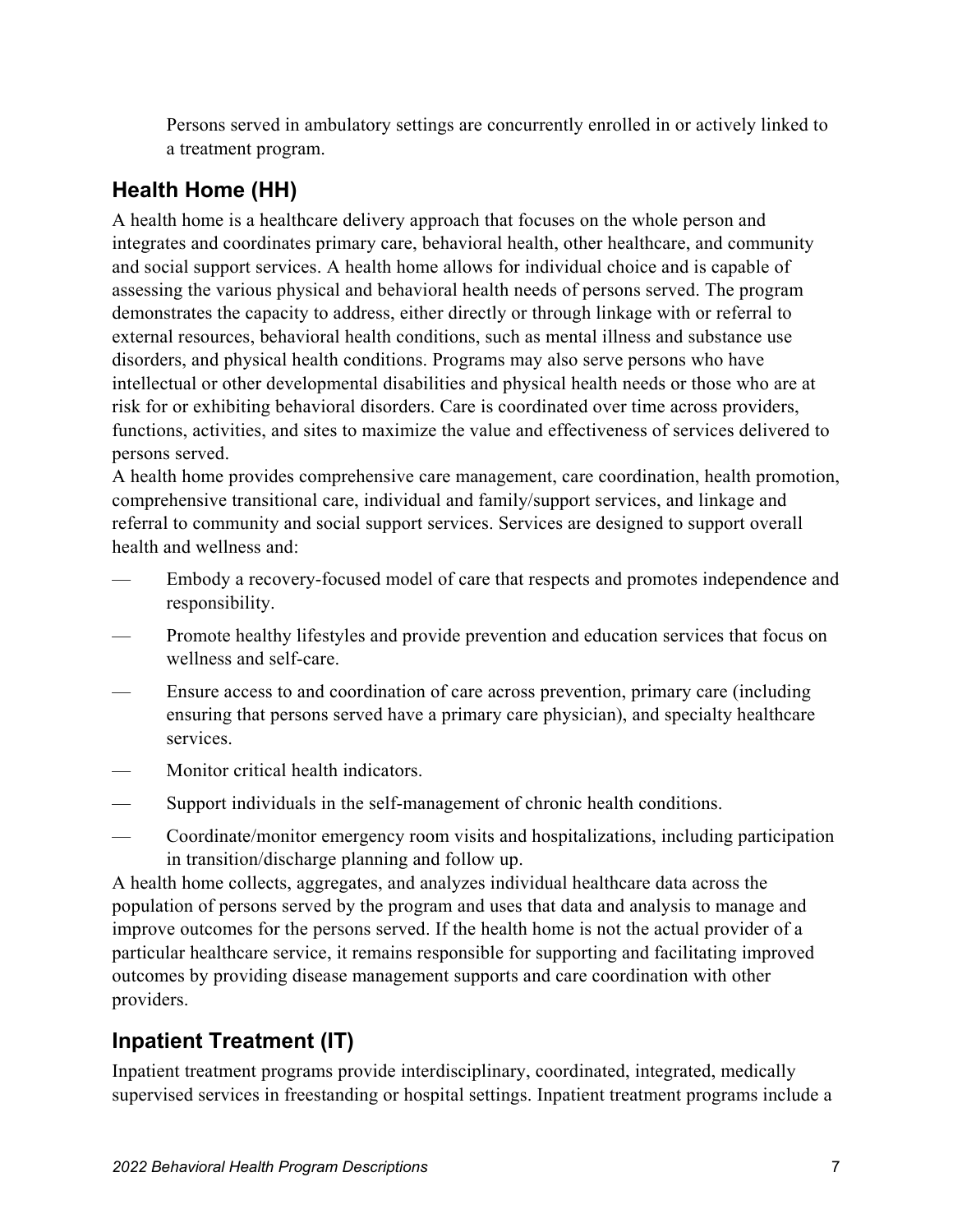Persons served in ambulatory settings are concurrently enrolled in or actively linked to a treatment program.

## Health Home (HH)

A health home is a healthcare delivery approach that focuses on the whole person and integrates and coordinates primary care, behavioral health, other healthcare, and community and social support services. A health home allows for individual choice and is capable of assessing the various physical and behavioral health needs of persons served. The program demonstrates the capacity to address, either directly or through linkage with or referral to external resources, behavioral health conditions, such as mental illness and substance use disorders, and physical health conditions. Programs may also serve persons who have intellectual or other developmental disabilities and physical health needs or those who are at risk for or exhibiting behavioral disorders. Care is coordinated over time across providers, functions, activities, and sites to maximize the value and effectiveness of services delivered to persons served.

A health home provides comprehensive care management, care coordination, health promotion, comprehensive transitional care, individual and family/support services, and linkage and referral to community and social support services. Services are designed to support overall health and wellness and:

- Embody a recovery-focused model of care that respects and promotes independence and responsibility.
- Promote healthy lifestyles and provide prevention and education services that focus on wellness and self-care.
- Ensure access to and coordination of care across prevention, primary care (including ensuring that persons served have a primary care physician), and specialty healthcare services.
- Monitor critical health indicators.
- Support individuals in the self-management of chronic health conditions.
- Coordinate/monitor emergency room visits and hospitalizations, including participation in transition/discharge planning and follow up.

A health home collects, aggregates, and analyzes individual healthcare data across the population of persons served by the program and uses that data and analysis to manage and improve outcomes for the persons served. If the health home is not the actual provider of a particular healthcare service, it remains responsible for supporting and facilitating improved outcomes by providing disease management supports and care coordination with other providers.

## Inpatient Treatment (IT)

Inpatient treatment programs provide interdisciplinary, coordinated, integrated, medically supervised services in freestanding or hospital settings. Inpatient treatment programs include a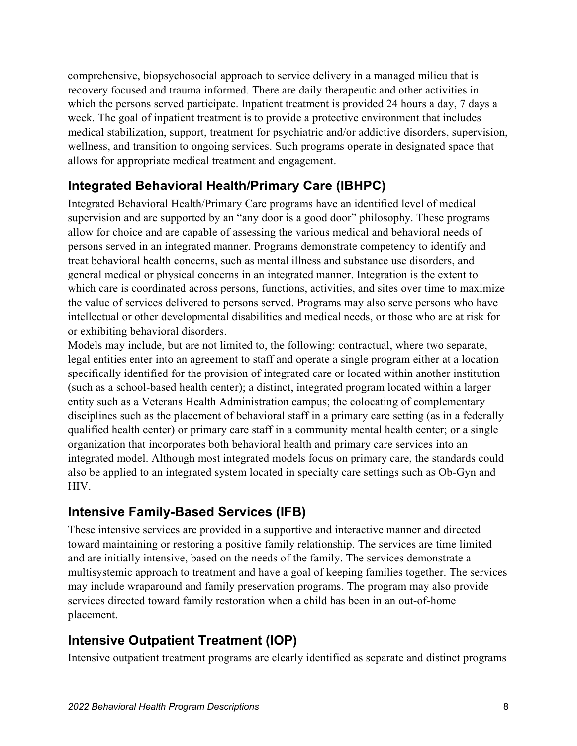comprehensive, biopsychosocial approach to service delivery in a managed milieu that is recovery focused and trauma informed. There are daily therapeutic and other activities in which the persons served participate. Inpatient treatment is provided 24 hours a day, 7 days a week. The goal of inpatient treatment is to provide a protective environment that includes medical stabilization, support, treatment for psychiatric and/or addictive disorders, supervision, wellness, and transition to ongoing services. Such programs operate in designated space that allows for appropriate medical treatment and engagement.

## Integrated Behavioral Health/Primary Care (IBHPC)

Integrated Behavioral Health/Primary Care programs have an identified level of medical supervision and are supported by an "any door is a good door" philosophy. These programs allow for choice and are capable of assessing the various medical and behavioral needs of persons served in an integrated manner. Programs demonstrate competency to identify and treat behavioral health concerns, such as mental illness and substance use disorders, and general medical or physical concerns in an integrated manner. Integration is the extent to which care is coordinated across persons, functions, activities, and sites over time to maximize the value of services delivered to persons served. Programs may also serve persons who have intellectual or other developmental disabilities and medical needs, or those who are at risk for or exhibiting behavioral disorders.

Models may include, but are not limited to, the following: contractual, where two separate, legal entities enter into an agreement to staff and operate a single program either at a location specifically identified for the provision of integrated care or located within another institution (such as a school-based health center); a distinct, integrated program located within a larger entity such as a Veterans Health Administration campus; the colocating of complementary disciplines such as the placement of behavioral staff in a primary care setting (as in a federally qualified health center) or primary care staff in a community mental health center; or a single organization that incorporates both behavioral health and primary care services into an integrated model. Although most integrated models focus on primary care, the standards could also be applied to an integrated system located in specialty care settings such as Ob-Gyn and HIV.

## Intensive Family-Based Services (IFB)

These intensive services are provided in a supportive and interactive manner and directed toward maintaining or restoring a positive family relationship. The services are time limited and are initially intensive, based on the needs of the family. The services demonstrate a multisystemic approach to treatment and have a goal of keeping families together. The services may include wraparound and family preservation programs. The program may also provide services directed toward family restoration when a child has been in an out-of-home placement.

## Intensive Outpatient Treatment (IOP)

Intensive outpatient treatment programs are clearly identified as separate and distinct programs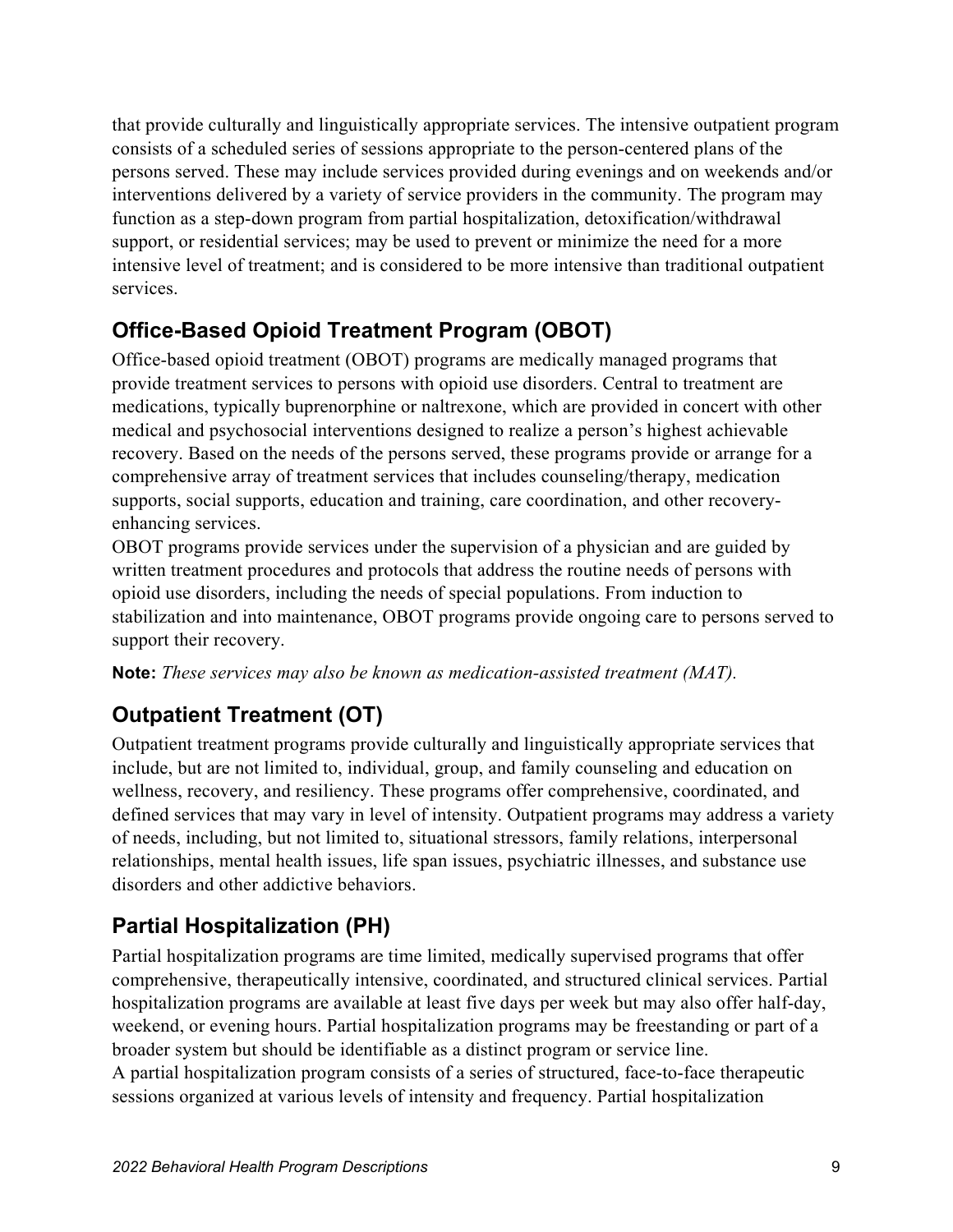that provide culturally and linguistically appropriate services. The intensive outpatient program consists of a scheduled series of sessions appropriate to the person-centered plans of the persons served. These may include services provided during evenings and on weekends and/or interventions delivered by a variety of service providers in the community. The program may function as a step-down program from partial hospitalization, detoxification/withdrawal support, or residential services; may be used to prevent or minimize the need for a more intensive level of treatment; and is considered to be more intensive than traditional outpatient services.

## Office-Based Opioid Treatment Program (OBOT)

Office-based opioid treatment (OBOT) programs are medically managed programs that provide treatment services to persons with opioid use disorders. Central to treatment are medications, typically buprenorphine or naltrexone, which are provided in concert with other medical and psychosocial interventions designed to realize a person's highest achievable recovery. Based on the needs of the persons served, these programs provide or arrange for a comprehensive array of treatment services that includes counseling/therapy, medication supports, social supports, education and training, care coordination, and other recovery-enhancing services.

OBOT programs provide services under the supervision of a physician and are guided by written treatment procedures and protocols that address the routine needs of persons with opioid use disorders, including the needs of special populations. From induction to stabilization and into maintenance, OBOT programs provide ongoing care to persons served to support their recovery.

**Note:** *These services may also be known as medication-assisted treatment (MAT).*

## Outpatient Treatment (OT)

Outpatient treatment programs provide culturally and linguistically appropriate services that include, but are not limited to, individual, group, and family counseling and education on wellness, recovery, and resiliency. These programs offer comprehensive, coordinated, and defined services that may vary in level of intensity. Outpatient programs may address a variety of needs, including, but not limited to, situational stressors, family relations, interpersonal relationships, mental health issues, life span issues, psychiatric illnesses, and substance use disorders and other addictive behaviors.

## Partial Hospitalization (PH)

Partial hospitalization programs are time limited, medically supervised programs that offer comprehensive, therapeutically intensive, coordinated, and structured clinical services. Partial hospitalization programs are available at least five days per week but may also offer half-day, weekend, or evening hours. Partial hospitalization programs may be freestanding or part of a broader system but should be identifiable as a distinct program or service line.

A partial hospitalization program consists of a series of structured, face-to-face therapeutic sessions organized at various levels of intensity and frequency. Partial hospitalization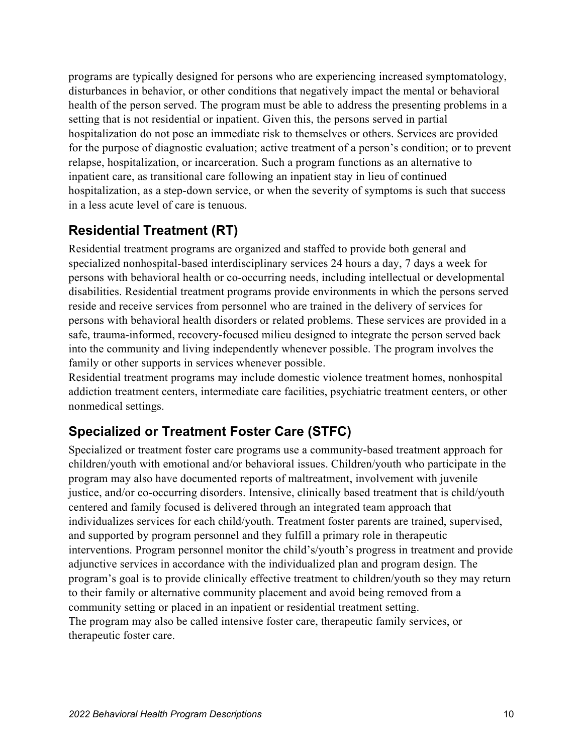programs are typically designed for persons who are experiencing increased symptomatology, disturbances in behavior, or other conditions that negatively impact the mental or behavioral health of the person served. The program must be able to address the presenting problems in a setting that is not residential or inpatient. Given this, the persons served in partial hospitalization do not pose an immediate risk to themselves or others. Services are provided for the purpose of diagnostic evaluation; active treatment of a person's condition; or to prevent relapse, hospitalization, or incarceration. Such a program functions as an alternative to inpatient care, as transitional care following an inpatient stay in lieu of continued hospitalization, as a step-down service, or when the severity of symptoms is such that success in a less acute level of care is tenuous.

## Residential Treatment (RT)

Residential treatment programs are organized and staffed to provide both general and specialized nonhospital-based interdisciplinary services 24 hours a day, 7 days a week for persons with behavioral health or co-occurring needs, including intellectual or developmental disabilities. Residential treatment programs provide environments in which the persons served reside and receive services from personnel who are trained in the delivery of services for persons with behavioral health disorders or related problems. These services are provided in a safe, trauma-informed, recovery-focused milieu designed to integrate the person served back into the community and living independently whenever possible. The program involves the family or other supports in services whenever possible.

Residential treatment programs may include domestic violence treatment homes, nonhospital addiction treatment centers, intermediate care facilities, psychiatric treatment centers, or other nonmedical settings.

## Specialized or Treatment Foster Care (STFC)

Specialized or treatment foster care programs use a community-based treatment approach for children/youth with emotional and/or behavioral issues. Children/youth who participate in the program may also have documented reports of maltreatment, involvement with juvenile justice, and/or co-occurring disorders. Intensive, clinically based treatment that is child/youth centered and family focused is delivered through an integrated team approach that individualizes services for each child/youth. Treatment foster parents are trained, supervised, and supported by program personnel and they fulfill a primary role in therapeutic interventions. Program personnel monitor the child's/youth's progress in treatment and provide adjunctive services in accordance with the individualized plan and program design. The program's goal is to provide clinically effective treatment to children/youth so they may return to their family or alternative community placement and avoid being removed from a community setting or placed in an inpatient or residential treatment setting.

The program may also be called intensive foster care, therapeutic family services, or therapeutic foster care.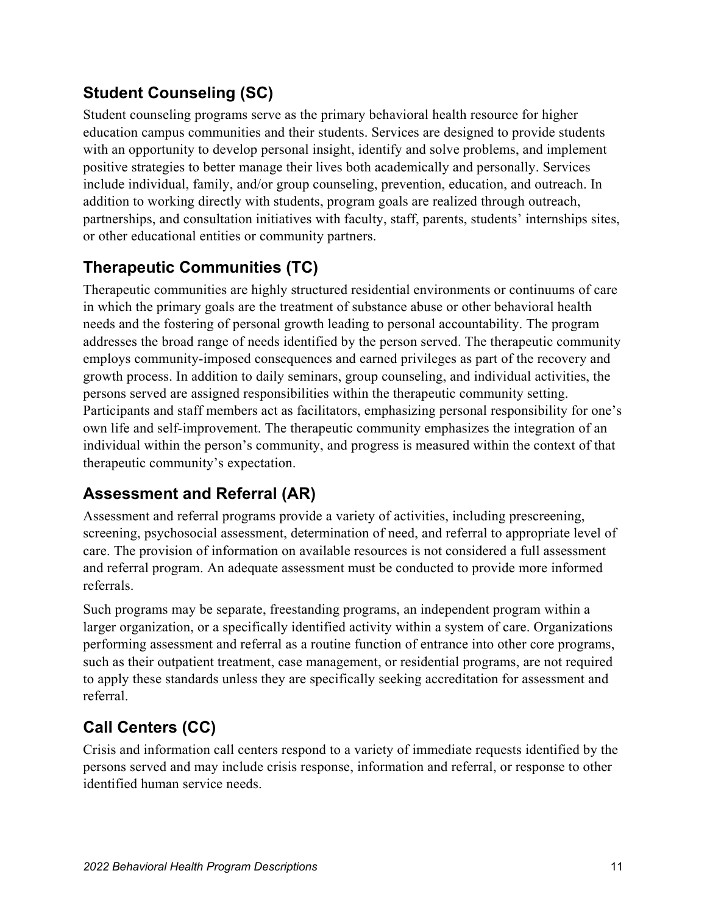## Student Counseling (SC)

Student counseling programs serve as the primary behavioral health resource for higher education campus communities and their students. Services are designed to provide students with an opportunity to develop personal insight, identify and solve problems, and implement positive strategies to better manage their lives both academically and personally. Services include individual, family, and/or group counseling, prevention, education, and outreach. In addition to working directly with students, program goals are realized through outreach, partnerships, and consultation initiatives with faculty, staff, parents, students' internships sites, or other educational entities or community partners.

## Therapeutic Communities (TC)

Therapeutic communities are highly structured residential environments or continuums of care in which the primary goals are the treatment of substance abuse or other behavioral health needs and the fostering of personal growth leading to personal accountability. The program addresses the broad range of needs identified by the person served. The therapeutic community employs community-imposed consequences and earned privileges as part of the recovery and growth process. In addition to daily seminars, group counseling, and individual activities, the persons served are assigned responsibilities within the therapeutic community setting. Participants and staff members act as facilitators, emphasizing personal responsibility for one's own life and self-improvement. The therapeutic community emphasizes the integration of an individual within the person's community, and progress is measured within the context of that therapeutic community's expectation.

## Assessment and Referral (AR)

Assessment and referral programs provide a variety of activities, including prescreening, screening, psychosocial assessment, determination of need, and referral to appropriate level of care. The provision of information on available resources is not considered a full assessment and referral program. An adequate assessment must be conducted to provide more informed referrals.

Such programs may be separate, freestanding programs, an independent program within a larger organization, or a specifically identified activity within a system of care. Organizations performing assessment and referral as a routine function of entrance into other core programs, such as their outpatient treatment, case management, or residential programs, are not required to apply these standards unless they are specifically seeking accreditation for assessment and referral.

## Call Centers (CC)

Crisis and information call centers respond to a variety of immediate requests identified by the persons served and may include crisis response, information and referral, or response to other identified human service needs.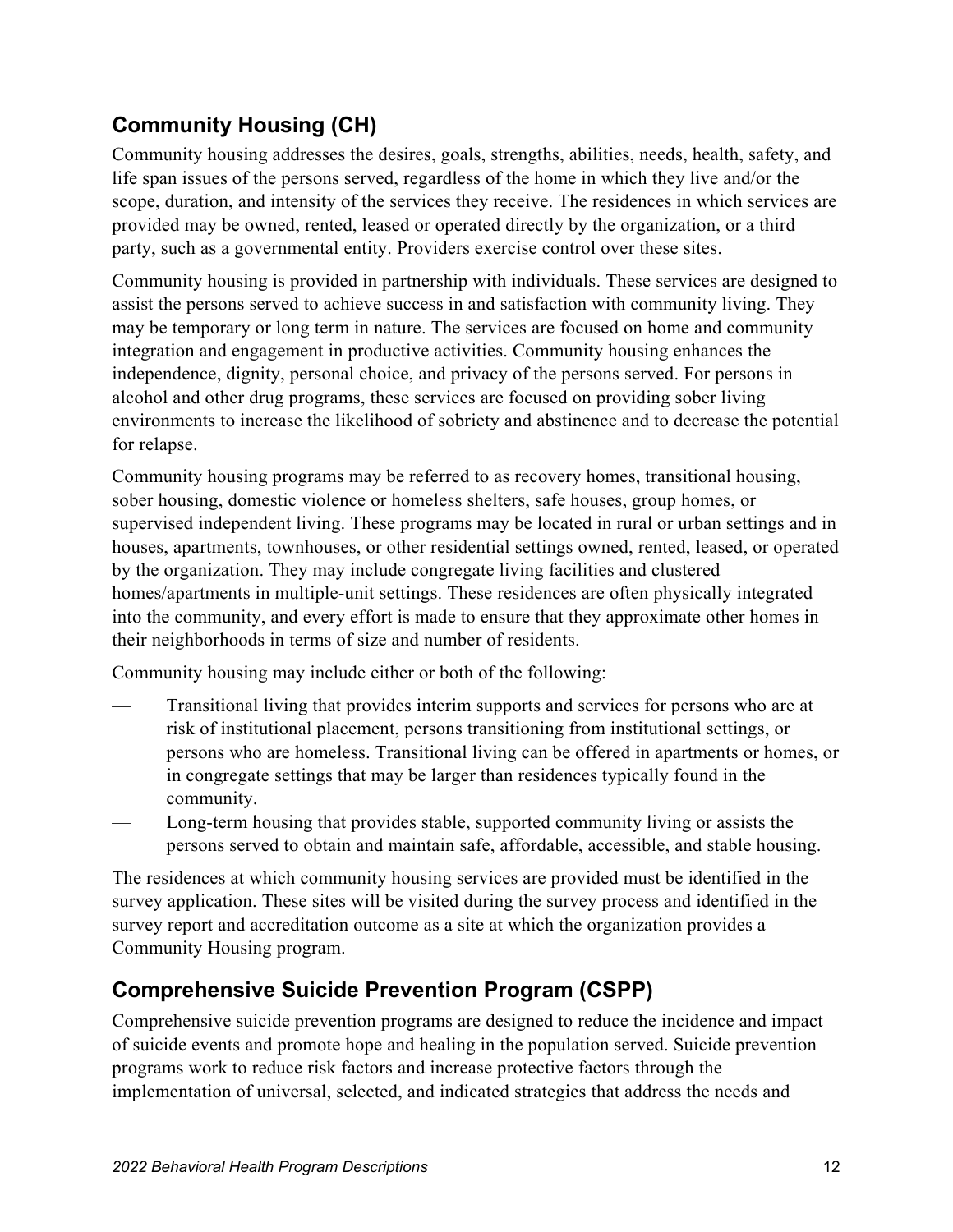## Community Housing (CH)

Community housing addresses the desires, goals, strengths, abilities, needs, health, safety, and life span issues of the persons served, regardless of the home in which they live and/or the scope, duration, and intensity of the services they receive. The residences in which services are provided may be owned, rented, leased or operated directly by the organization, or a third party, such as a governmental entity. Providers exercise control over these sites.

Community housing is provided in partnership with individuals. These services are designed to assist the persons served to achieve success in and satisfaction with community living. They may be temporary or long term in nature. The services are focused on home and community integration and engagement in productive activities. Community housing enhances the independence, dignity, personal choice, and privacy of the persons served. For persons in alcohol and other drug programs, these services are focused on providing sober living environments to increase the likelihood of sobriety and abstinence and to decrease the potential for relapse.

Community housing programs may be referred to as recovery homes, transitional housing, sober housing, domestic violence or homeless shelters, safe houses, group homes, or supervised independent living. These programs may be located in rural or urban settings and in houses, apartments, townhouses, or other residential settings owned, rented, leased, or operated by the organization. They may include congregate living facilities and clustered homes/apartments in multiple-unit settings. These residences are often physically integrated into the community, and every effort is made to ensure that they approximate other homes in their neighborhoods in terms of size and number of residents.

Community housing may include either or both of the following:

- Transitional living that provides interim supports and services for persons who are at risk of institutional placement, persons transitioning from institutional settings, or persons who are homeless. Transitional living can be offered in apartments or homes, or in congregate settings that may be larger than residences typically found in the community.
- Long-term housing that provides stable, supported community living or assists the persons served to obtain and maintain safe, affordable, accessible, and stable housing.

The residences at which community housing services are provided must be identified in the survey application. These sites will be visited during the survey process and identified in the survey report and accreditation outcome as a site at which the organization provides a Community Housing program.

## Comprehensive Suicide Prevention Program (CSPP)

Comprehensive suicide prevention programs are designed to reduce the incidence and impact of suicide events and promote hope and healing in the population served. Suicide prevention programs work to reduce risk factors and increase protective factors through the implementation of universal, selected, and indicated strategies that address the needs and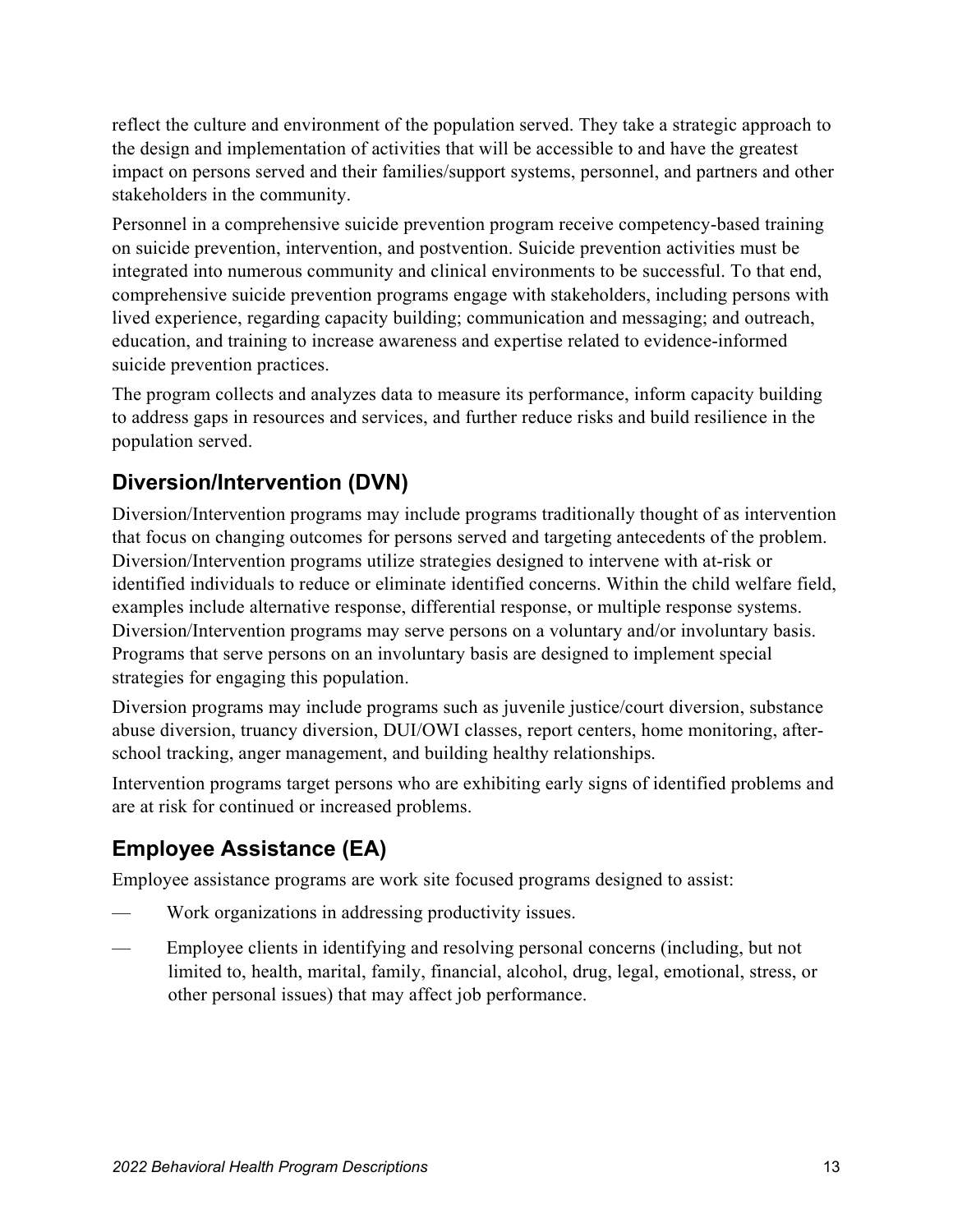reflect the culture and environment of the population served. They take a strategic approach to the design and implementation of activities that will be accessible to and have the greatest impact on persons served and their families/support systems, personnel, and partners and other stakeholders in the community.

Personnel in a comprehensive suicide prevention program receive competency-based training on suicide prevention, intervention, and postvention. Suicide prevention activities must be integrated into numerous community and clinical environments to be successful. To that end, comprehensive suicide prevention programs engage with stakeholders, including persons with lived experience, regarding capacity building; communication and messaging; and outreach, education, and training to increase awareness and expertise related to evidence-informed suicide prevention practices.

The program collects and analyzes data to measure its performance, inform capacity building to address gaps in resources and services, and further reduce risks and build resilience in the population served.

## Diversion/Intervention (DVN)

Diversion/Intervention programs may include programs traditionally thought of as intervention that focus on changing outcomes for persons served and targeting antecedents of the problem. Diversion/Intervention programs utilize strategies designed to intervene with at-risk or identified individuals to reduce or eliminate identified concerns. Within the child welfare field, examples include alternative response, differential response, or multiple response systems. Diversion/Intervention programs may serve persons on a voluntary and/or involuntary basis. Programs that serve persons on an involuntary basis are designed to implement special strategies for engaging this population.

Diversion programs may include programs such as juvenile justice/court diversion, substance abuse diversion, truancy diversion, DUI/OWI classes, report centers, home monitoring, after-school tracking, anger management, and building healthy relationships.

Intervention programs target persons who are exhibiting early signs of identified problems and are at risk for continued or increased problems.

## Employee Assistance (EA)

Employee assistance programs are work site focused programs designed to assist:

- Work organizations in addressing productivity issues.
- Employee clients in identifying and resolving personal concerns (including, but not limited to, health, marital, family, financial, alcohol, drug, legal, emotional, stress, or other personal issues) that may affect job performance.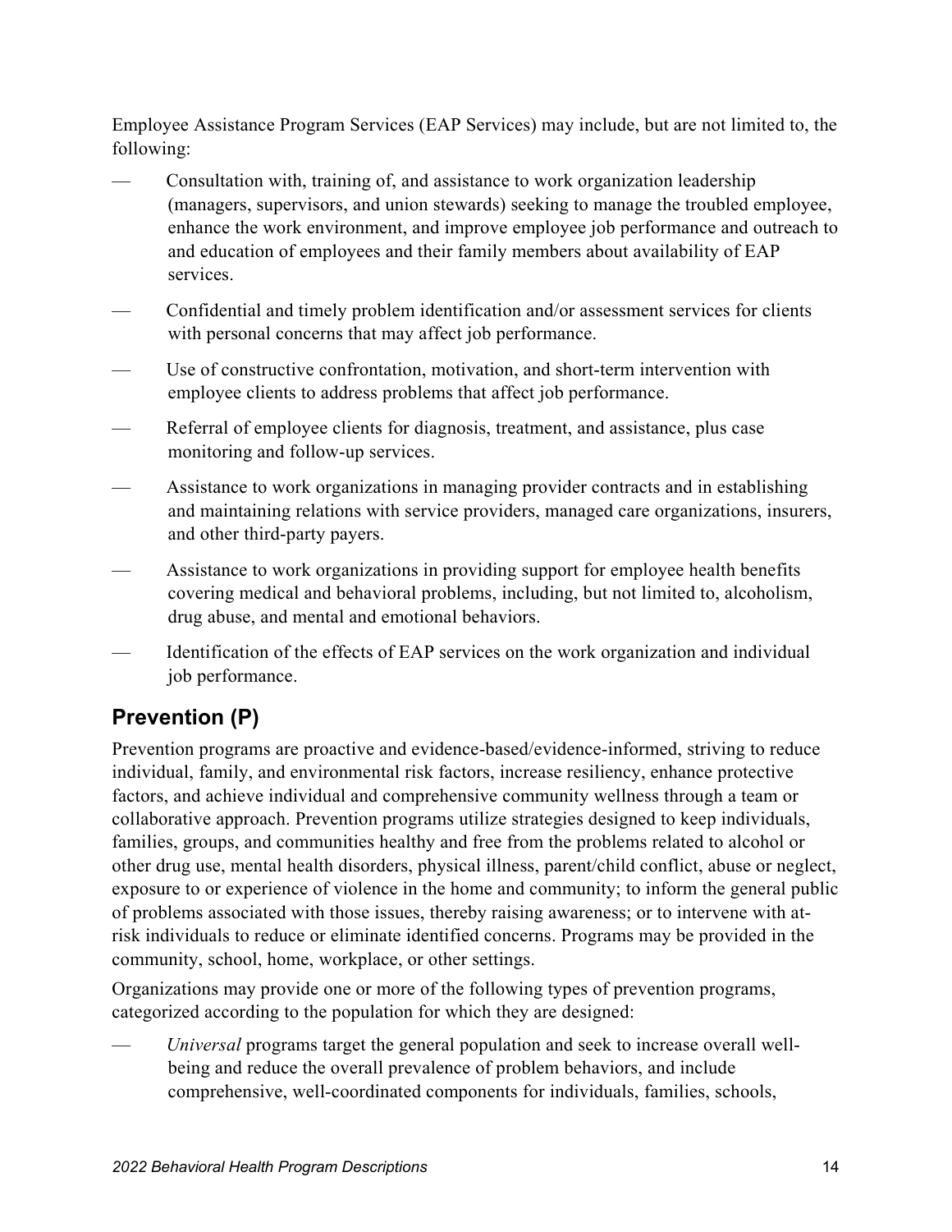Employee Assistance Program Services (EAP Services) may include, but are not limited to, the following:

- Consultation with, training of, and assistance to work organization leadership (managers, supervisors, and union stewards) seeking to manage the troubled employee, enhance the work environment, and improve employee job performance and outreach to and education of employees and their family members about availability of EAP services.
- Confidential and timely problem identification and/or assessment services for clients with personal concerns that may affect job performance.
- Use of constructive confrontation, motivation, and short-term intervention with employee clients to address problems that affect job performance.
- Referral of employee clients for diagnosis, treatment, and assistance, plus case monitoring and follow-up services.
- Assistance to work organizations in managing provider contracts and in establishing and maintaining relations with service providers, managed care organizations, insurers, and other third-party payers.
- Assistance to work organizations in providing support for employee health benefits covering medical and behavioral problems, including, but not limited to, alcoholism, drug abuse, and mental and emotional behaviors.
- Identification of the effects of EAP services on the work organization and individual job performance.

## Prevention (P)

Prevention programs are proactive and evidence-based/evidence-informed, striving to reduce individual, family, and environmental risk factors, increase resiliency, enhance protective factors, and achieve individual and comprehensive community wellness through a team or collaborative approach. Prevention programs utilize strategies designed to keep individuals, families, groups, and communities healthy and free from the problems related to alcohol or other drug use, mental health disorders, physical illness, parent/child conflict, abuse or neglect, exposure to or experience of violence in the home and community; to inform the general public of problems associated with those issues, thereby raising awareness; or to intervene with at-risk individuals to reduce or eliminate identified concerns. Programs may be provided in the community, school, home, workplace, or other settings.

Organizations may provide one or more of the following types of prevention programs, categorized according to the population for which they are designed:

- *Universal* programs target the general population and seek to increase overall well-being and reduce the overall prevalence of problem behaviors, and include comprehensive, well-coordinated components for individuals, families, schools,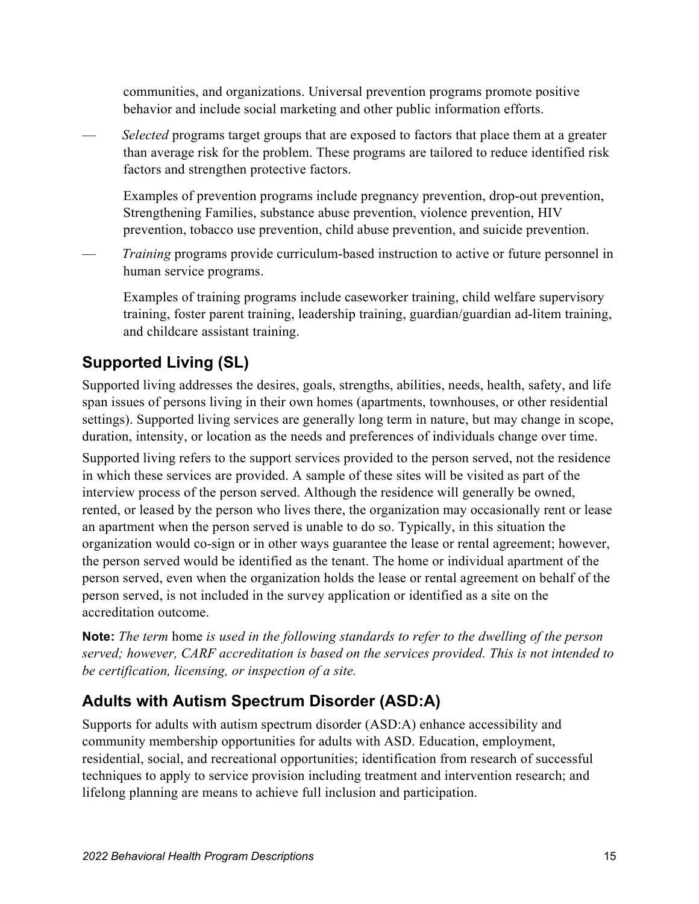communities, and organizations. Universal prevention programs promote positive behavior and include social marketing and other public information efforts.

- *Selected* programs target groups that are exposed to factors that place them at a greater than average risk for the problem. These programs are tailored to reduce identified risk factors and strengthen protective factors.

  Examples of prevention programs include pregnancy prevention, drop-out prevention, Strengthening Families, substance abuse prevention, violence prevention, HIV prevention, tobacco use prevention, child abuse prevention, and suicide prevention.

- *Training* programs provide curriculum-based instruction to active or future personnel in human service programs.

  Examples of training programs include caseworker training, child welfare supervisory training, foster parent training, leadership training, guardian/guardian ad-litem training, and childcare assistant training.

## Supported Living (SL)

Supported living addresses the desires, goals, strengths, abilities, needs, health, safety, and life span issues of persons living in their own homes (apartments, townhouses, or other residential settings). Supported living services are generally long term in nature, but may change in scope, duration, intensity, or location as the needs and preferences of individuals change over time.

Supported living refers to the support services provided to the person served, not the residence in which these services are provided. A sample of these sites will be visited as part of the interview process of the person served. Although the residence will generally be owned, rented, or leased by the person who lives there, the organization may occasionally rent or lease an apartment when the person served is unable to do so. Typically, in this situation the organization would co-sign or in other ways guarantee the lease or rental agreement; however, the person served would be identified as the tenant. The home or individual apartment of the person served, even when the organization holds the lease or rental agreement on behalf of the person served, is not included in the survey application or identified as a site on the accreditation outcome.

**Note:** *The term* home *is used in the following standards to refer to the dwelling of the person served; however, CARF accreditation is based on the services provided. This is not intended to be certification, licensing, or inspection of a site.*

## Adults with Autism Spectrum Disorder (ASD:A)

Supports for adults with autism spectrum disorder (ASD:A) enhance accessibility and community membership opportunities for adults with ASD. Education, employment, residential, social, and recreational opportunities; identification from research of successful techniques to apply to service provision including treatment and intervention research; and lifelong planning are means to achieve full inclusion and participation.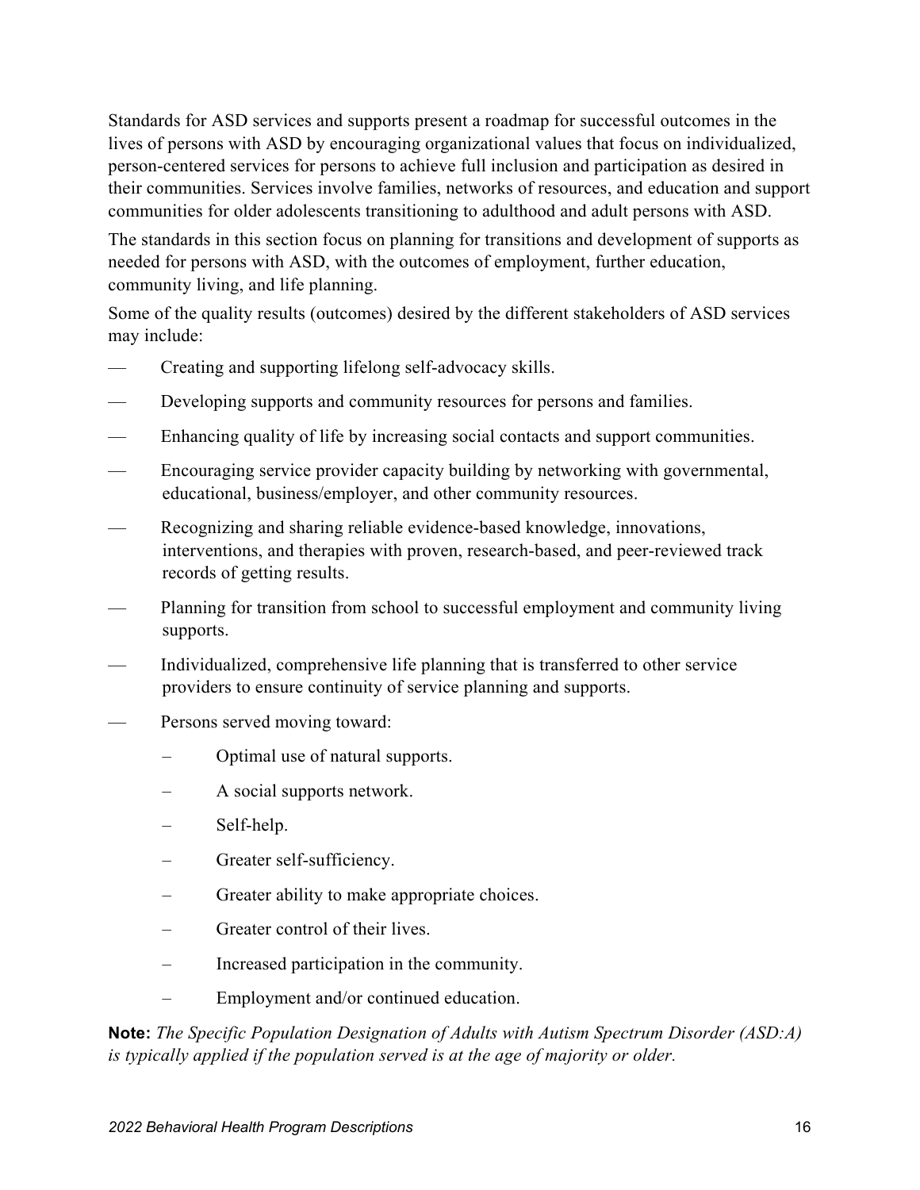Standards for ASD services and supports present a roadmap for successful outcomes in the lives of persons with ASD by encouraging organizational values that focus on individualized, person-centered services for persons to achieve full inclusion and participation as desired in their communities. Services involve families, networks of resources, and education and support communities for older adolescents transitioning to adulthood and adult persons with ASD.

The standards in this section focus on planning for transitions and development of supports as needed for persons with ASD, with the outcomes of employment, further education, community living, and life planning.

Some of the quality results (outcomes) desired by the different stakeholders of ASD services may include:

- Creating and supporting lifelong self-advocacy skills.
- Developing supports and community resources for persons and families.
- Enhancing quality of life by increasing social contacts and support communities.
- Encouraging service provider capacity building by networking with governmental, educational, business/employer, and other community resources.
- Recognizing and sharing reliable evidence-based knowledge, innovations, interventions, and therapies with proven, research-based, and peer-reviewed track records of getting results.
- Planning for transition from school to successful employment and community living supports.
- Individualized, comprehensive life planning that is transferred to other service providers to ensure continuity of service planning and supports.
- Persons served moving toward:
  - Optimal use of natural supports.
  - A social supports network.
  - Self-help.
  - Greater self-sufficiency.
  - Greater ability to make appropriate choices.
  - Greater control of their lives.
  - Increased participation in the community.
  - Employment and/or continued education.

**Note:** *The Specific Population Designation of Adults with Autism Spectrum Disorder (ASD:A) is typically applied if the population served is at the age of majority or older.*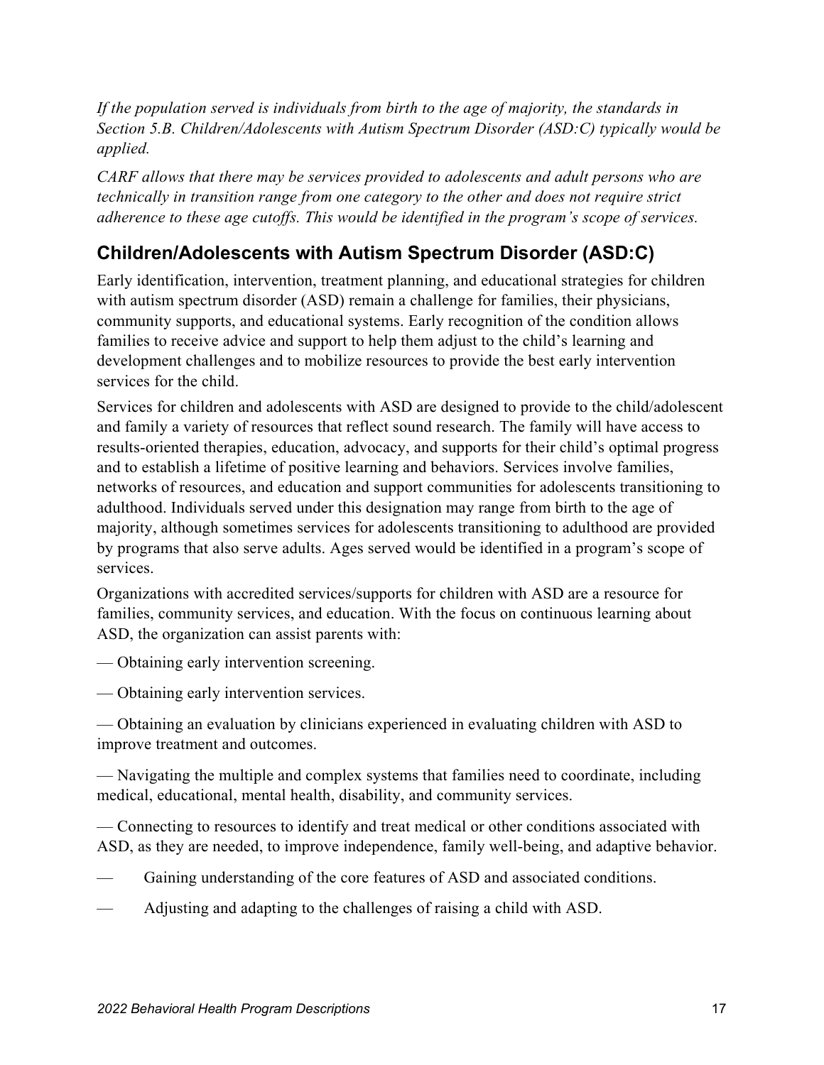*If the population served is individuals from birth to the age of majority, the standards in Section 5.B. Children/Adolescents with Autism Spectrum Disorder (ASD:C) typically would be applied.*

*CARF allows that there may be services provided to adolescents and adult persons who are technically in transition range from one category to the other and does not require strict adherence to these age cutoffs. This would be identified in the program's scope of services.*

## Children/Adolescents with Autism Spectrum Disorder (ASD:C)

Early identification, intervention, treatment planning, and educational strategies for children with autism spectrum disorder (ASD) remain a challenge for families, their physicians, community supports, and educational systems. Early recognition of the condition allows families to receive advice and support to help them adjust to the child's learning and development challenges and to mobilize resources to provide the best early intervention services for the child.

Services for children and adolescents with ASD are designed to provide to the child/adolescent and family a variety of resources that reflect sound research. The family will have access to results-oriented therapies, education, advocacy, and supports for their child's optimal progress and to establish a lifetime of positive learning and behaviors. Services involve families, networks of resources, and education and support communities for adolescents transitioning to adulthood. Individuals served under this designation may range from birth to the age of majority, although sometimes services for adolescents transitioning to adulthood are provided by programs that also serve adults. Ages served would be identified in a program's scope of services.

Organizations with accredited services/supports for children with ASD are a resource for families, community services, and education. With the focus on continuous learning about ASD, the organization can assist parents with:

— Obtaining early intervention screening.

— Obtaining early intervention services.

— Obtaining an evaluation by clinicians experienced in evaluating children with ASD to improve treatment and outcomes.

— Navigating the multiple and complex systems that families need to coordinate, including medical, educational, mental health, disability, and community services.

— Connecting to resources to identify and treat medical or other conditions associated with ASD, as they are needed, to improve independence, family well-being, and adaptive behavior.

— Gaining understanding of the core features of ASD and associated conditions.

— Adjusting and adapting to the challenges of raising a child with ASD.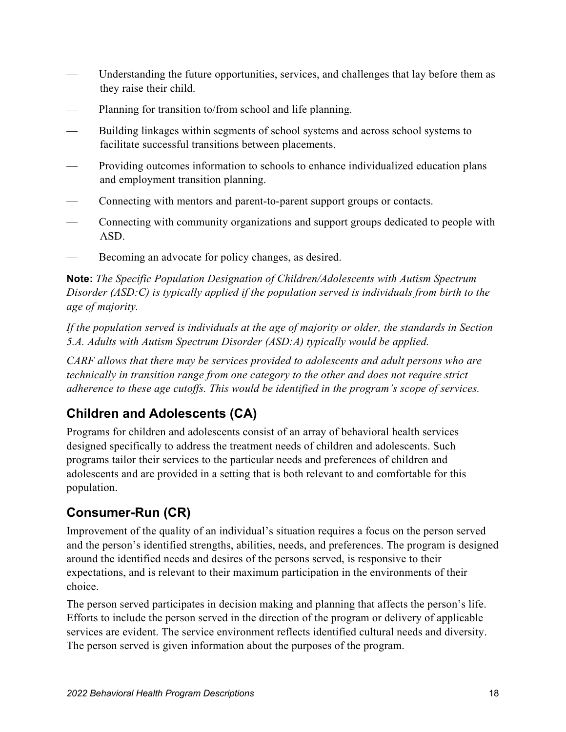- Understanding the future opportunities, services, and challenges that lay before them as they raise their child.
- Planning for transition to/from school and life planning.
- Building linkages within segments of school systems and across school systems to facilitate successful transitions between placements.
- Providing outcomes information to schools to enhance individualized education plans and employment transition planning.
- Connecting with mentors and parent-to-parent support groups or contacts.
- Connecting with community organizations and support groups dedicated to people with ASD.
- Becoming an advocate for policy changes, as desired.

**Note:** *The Specific Population Designation of Children/Adolescents with Autism Spectrum Disorder (ASD:C) is typically applied if the population served is individuals from birth to the age of majority.*

*If the population served is individuals at the age of majority or older, the standards in Section 5.A. Adults with Autism Spectrum Disorder (ASD:A) typically would be applied.*

*CARF allows that there may be services provided to adolescents and adult persons who are technically in transition range from one category to the other and does not require strict adherence to these age cutoffs. This would be identified in the program's scope of services.*

## Children and Adolescents (CA)

Programs for children and adolescents consist of an array of behavioral health services designed specifically to address the treatment needs of children and adolescents. Such programs tailor their services to the particular needs and preferences of children and adolescents and are provided in a setting that is both relevant to and comfortable for this population.

## Consumer-Run (CR)

Improvement of the quality of an individual's situation requires a focus on the person served and the person's identified strengths, abilities, needs, and preferences. The program is designed around the identified needs and desires of the persons served, is responsive to their expectations, and is relevant to their maximum participation in the environments of their choice.

The person served participates in decision making and planning that affects the person's life. Efforts to include the person served in the direction of the program or delivery of applicable services are evident. The service environment reflects identified cultural needs and diversity. The person served is given information about the purposes of the program.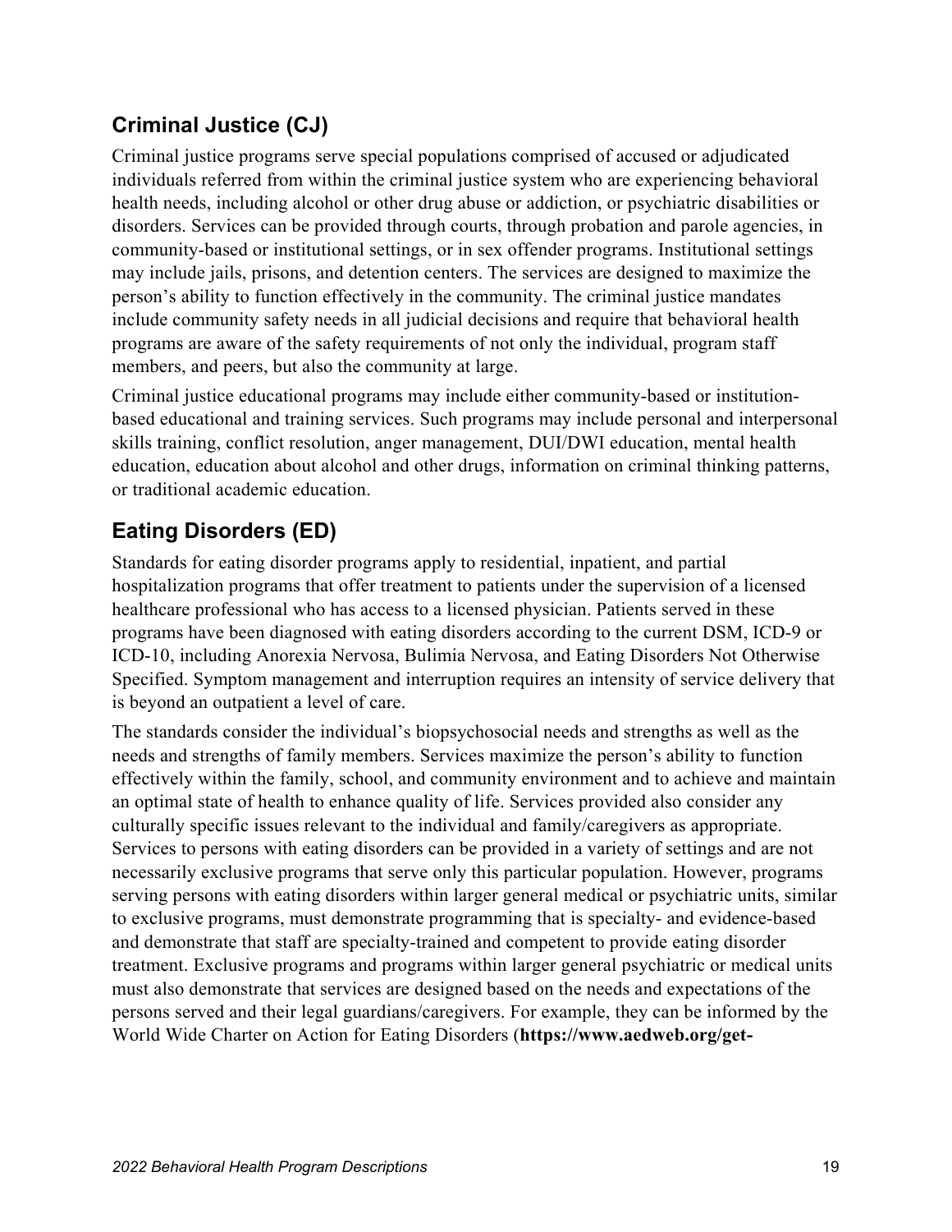## Criminal Justice (CJ)

Criminal justice programs serve special populations comprised of accused or adjudicated individuals referred from within the criminal justice system who are experiencing behavioral health needs, including alcohol or other drug abuse or addiction, or psychiatric disabilities or disorders. Services can be provided through courts, through probation and parole agencies, in community-based or institutional settings, or in sex offender programs. Institutional settings may include jails, prisons, and detention centers. The services are designed to maximize the person's ability to function effectively in the community. The criminal justice mandates include community safety needs in all judicial decisions and require that behavioral health programs are aware of the safety requirements of not only the individual, program staff members, and peers, but also the community at large.

Criminal justice educational programs may include either community-based or institution-based educational and training services. Such programs may include personal and interpersonal skills training, conflict resolution, anger management, DUI/DWI education, mental health education, education about alcohol and other drugs, information on criminal thinking patterns, or traditional academic education.

## Eating Disorders (ED)

Standards for eating disorder programs apply to residential, inpatient, and partial hospitalization programs that offer treatment to patients under the supervision of a licensed healthcare professional who has access to a licensed physician. Patients served in these programs have been diagnosed with eating disorders according to the current DSM, ICD-9 or ICD-10, including Anorexia Nervosa, Bulimia Nervosa, and Eating Disorders Not Otherwise Specified. Symptom management and interruption requires an intensity of service delivery that is beyond an outpatient a level of care.

The standards consider the individual's biopsychosocial needs and strengths as well as the needs and strengths of family members. Services maximize the person's ability to function effectively within the family, school, and community environment and to achieve and maintain an optimal state of health to enhance quality of life. Services provided also consider any culturally specific issues relevant to the individual and family/caregivers as appropriate. Services to persons with eating disorders can be provided in a variety of settings and are not necessarily exclusive programs that serve only this particular population. However, programs serving persons with eating disorders within larger general medical or psychiatric units, similar to exclusive programs, must demonstrate programming that is specialty- and evidence-based and demonstrate that staff are specialty-trained and competent to provide eating disorder treatment. Exclusive programs and programs within larger general psychiatric or medical units must also demonstrate that services are designed based on the needs and expectations of the persons served and their legal guardians/caregivers. For example, they can be informed by the World Wide Charter on Action for Eating Disorders (**https://www.aedweb.org/get-**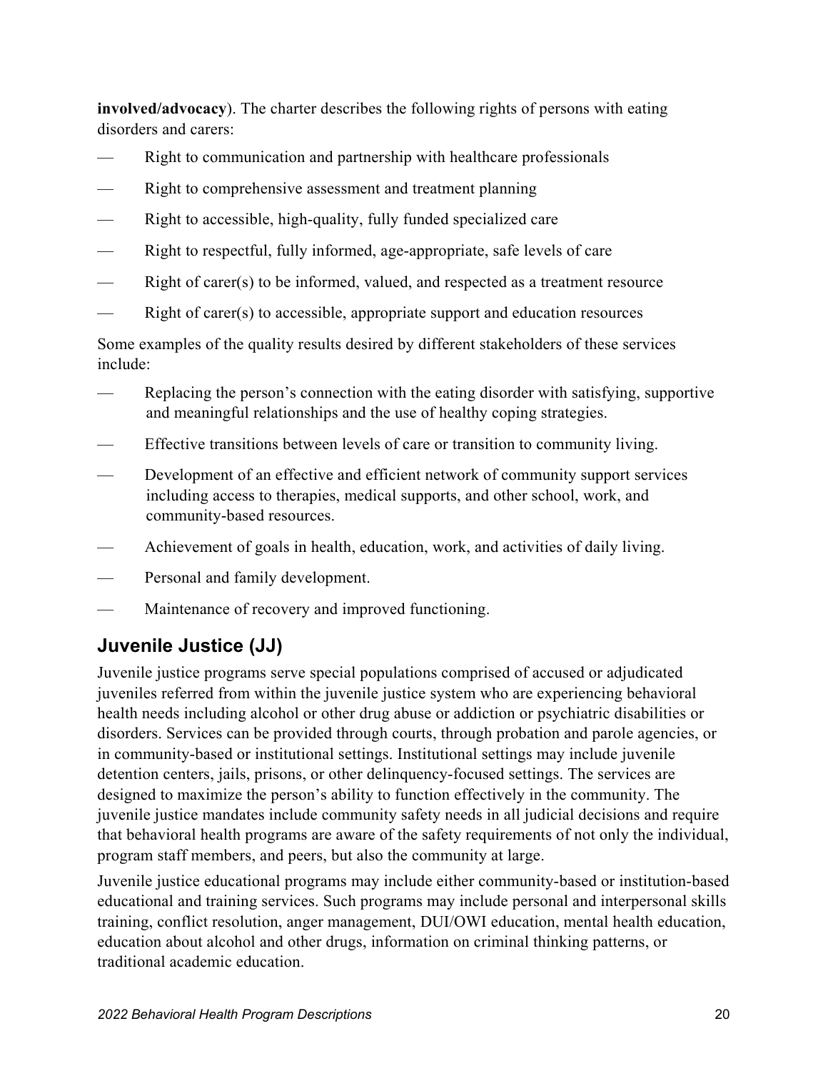**involved/advocacy**). The charter describes the following rights of persons with eating disorders and carers:

- Right to communication and partnership with healthcare professionals
- Right to comprehensive assessment and treatment planning
- Right to accessible, high-quality, fully funded specialized care
- Right to respectful, fully informed, age-appropriate, safe levels of care
- Right of carer(s) to be informed, valued, and respected as a treatment resource
- Right of carer(s) to accessible, appropriate support and education resources

Some examples of the quality results desired by different stakeholders of these services include:

- Replacing the person's connection with the eating disorder with satisfying, supportive and meaningful relationships and the use of healthy coping strategies.
- Effective transitions between levels of care or transition to community living.
- Development of an effective and efficient network of community support services including access to therapies, medical supports, and other school, work, and community-based resources.
- Achievement of goals in health, education, work, and activities of daily living.
- Personal and family development.
- Maintenance of recovery and improved functioning.

## Juvenile Justice (JJ)

Juvenile justice programs serve special populations comprised of accused or adjudicated juveniles referred from within the juvenile justice system who are experiencing behavioral health needs including alcohol or other drug abuse or addiction or psychiatric disabilities or disorders. Services can be provided through courts, through probation and parole agencies, or in community-based or institutional settings. Institutional settings may include juvenile detention centers, jails, prisons, or other delinquency-focused settings. The services are designed to maximize the person's ability to function effectively in the community. The juvenile justice mandates include community safety needs in all judicial decisions and require that behavioral health programs are aware of the safety requirements of not only the individual, program staff members, and peers, but also the community at large.

Juvenile justice educational programs may include either community-based or institution-based educational and training services. Such programs may include personal and interpersonal skills training, conflict resolution, anger management, DUI/OWI education, mental health education, education about alcohol and other drugs, information on criminal thinking patterns, or traditional academic education.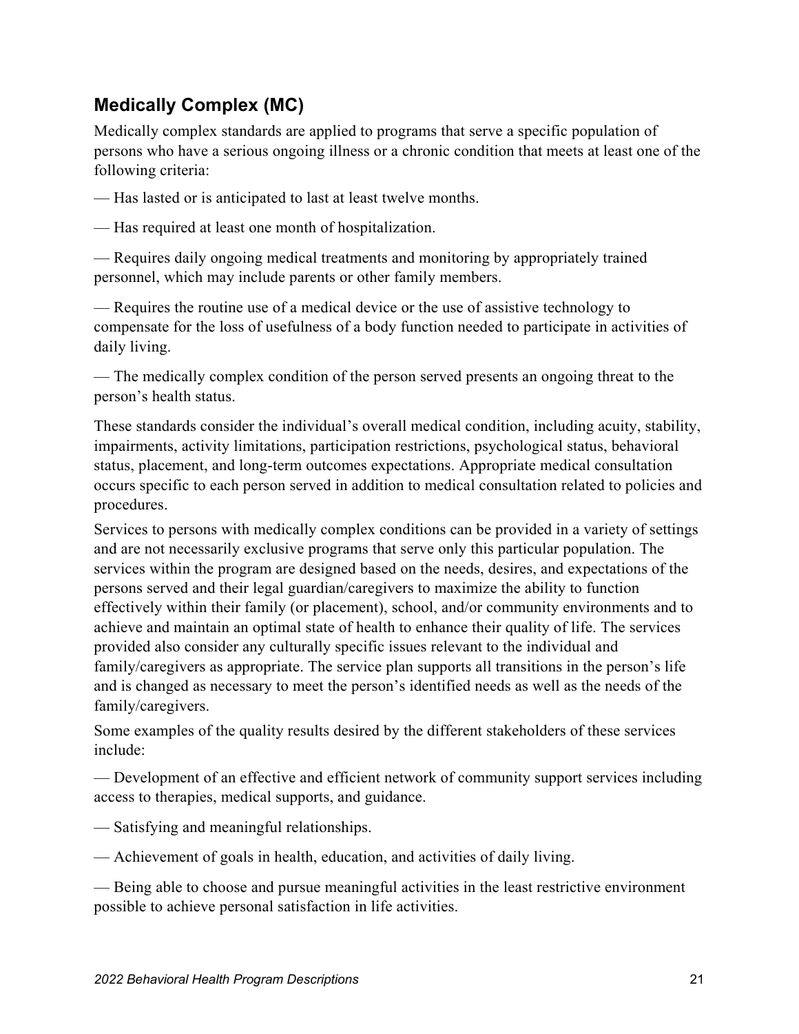## Medically Complex (MC)

Medically complex standards are applied to programs that serve a specific population of persons who have a serious ongoing illness or a chronic condition that meets at least one of the following criteria:

— Has lasted or is anticipated to last at least twelve months.

— Has required at least one month of hospitalization.

— Requires daily ongoing medical treatments and monitoring by appropriately trained personnel, which may include parents or other family members.

— Requires the routine use of a medical device or the use of assistive technology to compensate for the loss of usefulness of a body function needed to participate in activities of daily living.

— The medically complex condition of the person served presents an ongoing threat to the person's health status.

These standards consider the individual's overall medical condition, including acuity, stability, impairments, activity limitations, participation restrictions, psychological status, behavioral status, placement, and long-term outcomes expectations. Appropriate medical consultation occurs specific to each person served in addition to medical consultation related to policies and procedures.

Services to persons with medically complex conditions can be provided in a variety of settings and are not necessarily exclusive programs that serve only this particular population. The services within the program are designed based on the needs, desires, and expectations of the persons served and their legal guardian/caregivers to maximize the ability to function effectively within their family (or placement), school, and/or community environments and to achieve and maintain an optimal state of health to enhance their quality of life. The services provided also consider any culturally specific issues relevant to the individual and family/caregivers as appropriate. The service plan supports all transitions in the person's life and is changed as necessary to meet the person's identified needs as well as the needs of the family/caregivers.

Some examples of the quality results desired by the different stakeholders of these services include:

— Development of an effective and efficient network of community support services including access to therapies, medical supports, and guidance.

— Satisfying and meaningful relationships.

— Achievement of goals in health, education, and activities of daily living.

— Being able to choose and pursue meaningful activities in the least restrictive environment possible to achieve personal satisfaction in life activities.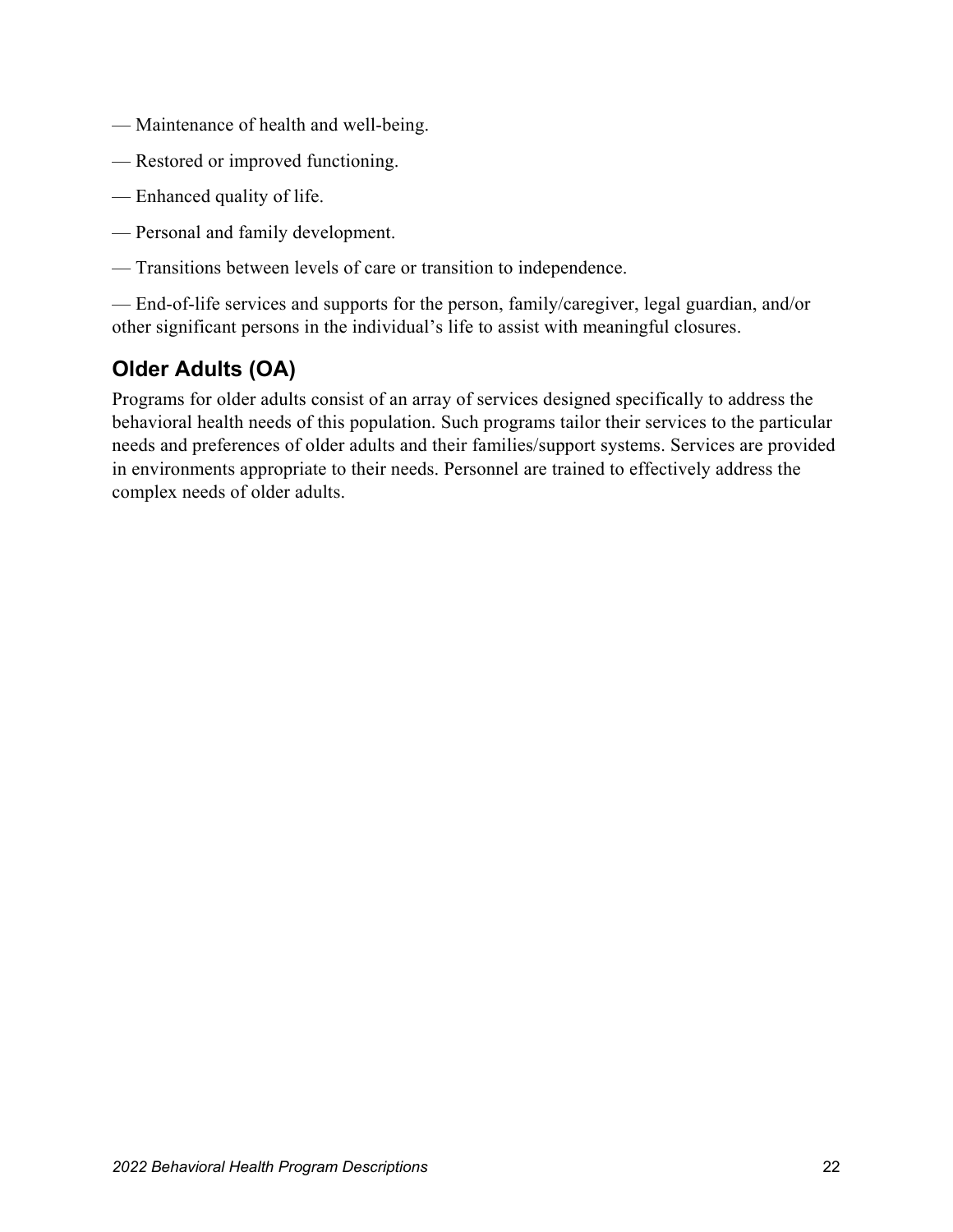— Maintenance of health and well-being.

— Restored or improved functioning.

— Enhanced quality of life.

— Personal and family development.

— Transitions between levels of care or transition to independence.

— End-of-life services and supports for the person, family/caregiver, legal guardian, and/or other significant persons in the individual's life to assist with meaningful closures.

## Older Adults (OA)

Programs for older adults consist of an array of services designed specifically to address the behavioral health needs of this population. Such programs tailor their services to the particular needs and preferences of older adults and their families/support systems. Services are provided in environments appropriate to their needs. Personnel are trained to effectively address the complex needs of older adults.